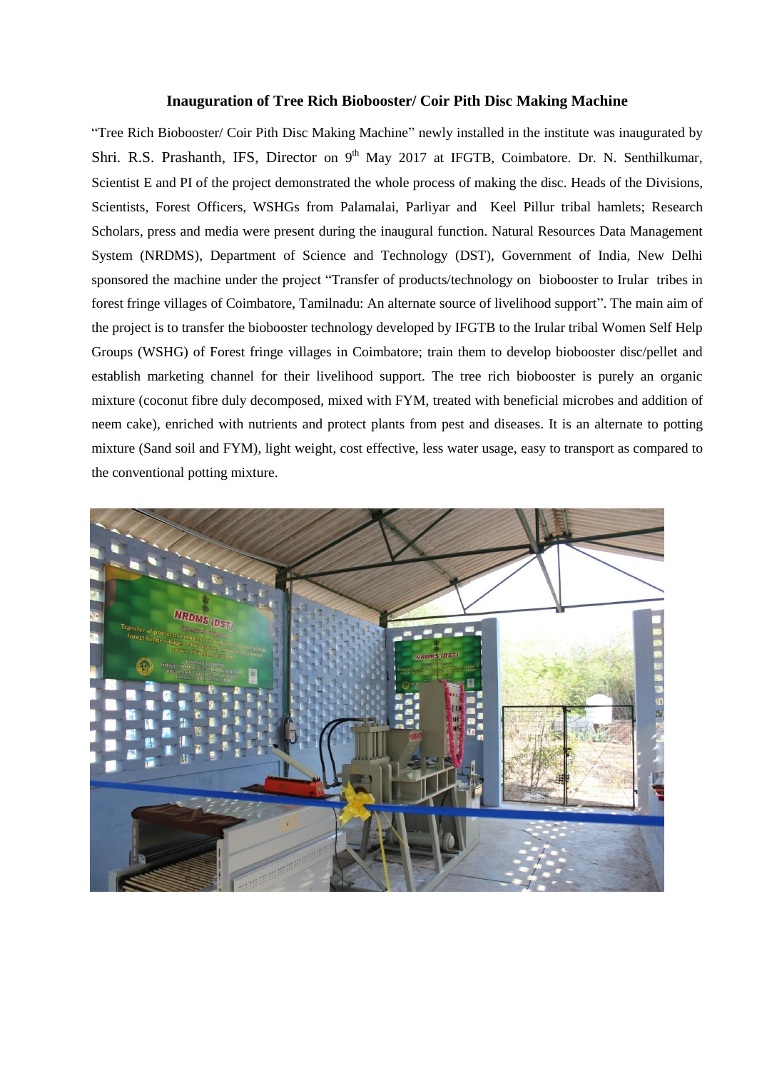**Inauguration of Tree Rich Biobooster/ Coir Pith Disc Making Machine**

"Tree Rich Biobooster/ Coir Pith Disc Making Machine" newly installed in the institute was inaugurated by Shri. R.S. Prashanth, IFS, Director on 9th May 2017 at IFGTB, Coimbatore. Dr. N. Senthilkumar, Scientist E and PI of the project demonstrated the whole process of making the disc. Heads of the Divisions, Scientists, Forest Officers, WSHGs from Palamalai, Parliyar and Keel Pillur tribal hamlets; Research Scholars, press and media were present during the inaugural function. Natural Resources Data Management System (NRDMS), Department of Science and Technology (DST), Government of India, New Delhi sponsored the machine under the project "Transfer of products/technology on biobooster to Irular tribes in forest fringe villages of Coimbatore, Tamilnadu: An alternate source of livelihood support". The main aim of the project is to transfer the biobooster technology developed by IFGTB to the Irular tribal Women Self Help Groups (WSHG) of Forest fringe villages in Coimbatore; train them to develop biobooster disc/pellet and establish marketing channel for their livelihood support. The tree rich biobooster is purely an organic mixture (coconut fibre duly decomposed, mixed with FYM, treated with beneficial microbes and addition of neem cake), enriched with nutrients and protect plants from pest and diseases. It is an alternate to potting mixture (Sand soil and FYM), light weight, cost effective, less water usage, easy to transport as compared to the conventional potting mixture.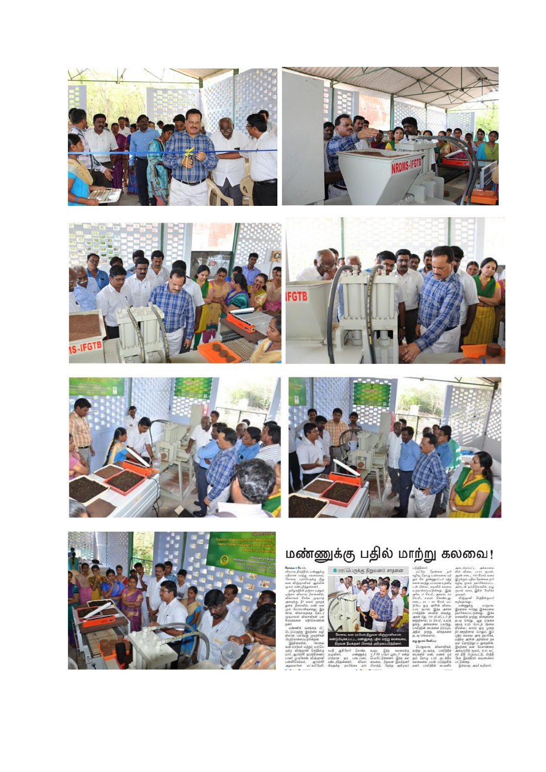# மண்ணுக்கு பதில் மாற்று கலவை!

● மரப்பெருக்கு நிறுவனம் சாதனை

கோவை, வன மரபியல் நிறுவன விஞ்ஞானிகளால் கண்டுபிடிக்கப்பட்ட, மண்ணுக்கு பதில் மாற்று கலவை, நிறுவன இயக்குனர் பிரசாந்த் அறிமுகப்படுத்தினர்.